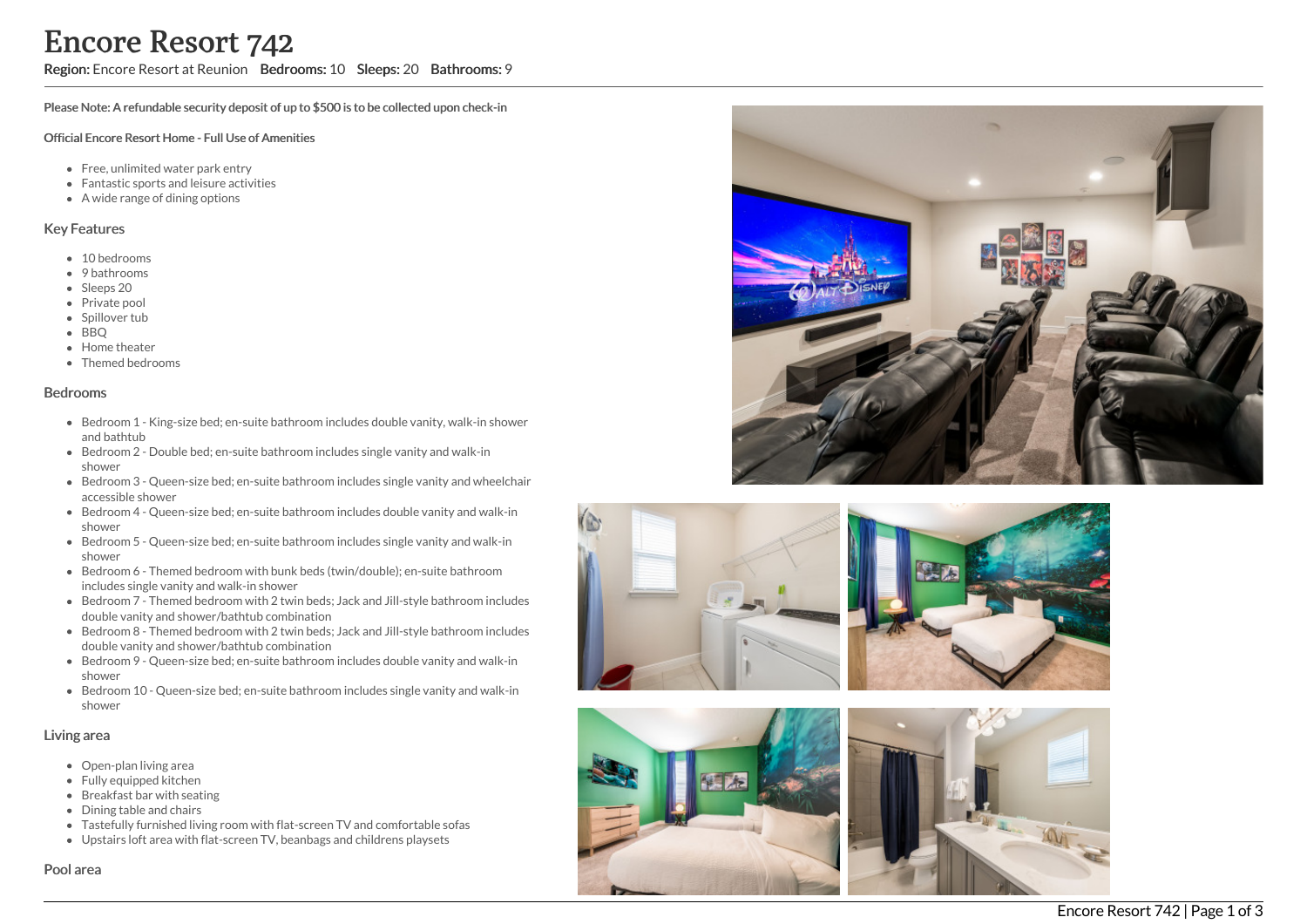# Encore Resort 742

**Region:** Encore Resort at Reunion **Bedrooms:** 10 **Sleeps:** 20 **Bathrooms:** 9

**Please Note: A refundable security deposit of up to $500 is to be collected upon check-in**

**Official Encore Resort Home - Full Use of Amenities**

- Free, unlimited water park entry
- Fantastic sports and leisure activities
- A wide range of dining options

## Key Features

- 10 bedrooms
- 9 bathrooms
- Sleeps 20
- Private pool
- Spillover tub
- BBQ
- Home theater
- Themed bedrooms

## Bedrooms

- Bedroom 1 - King-size bed; en-suite bathroom includes double vanity, walk-in shower and bathtub
- Bedroom 2 - Double bed; en-suite bathroom includes single vanity and walk-in shower
- Bedroom 3 - Queen-size bed; en-suite bathroom includes single vanity and wheelchair accessible shower
- Bedroom 4 - Queen-size bed; en-suite bathroom includes double vanity and walk-in shower
- Bedroom 5 - Queen-size bed; en-suite bathroom includes single vanity and walk-in shower
- Bedroom 6 - Themed bedroom with bunk beds (twin/double); en-suite bathroom includes single vanity and walk-in shower
- Bedroom 7 - Themed bedroom with 2 twin beds; Jack and Jill-style bathroom includes double vanity and shower/bathtub combination
- Bedroom 8 - Themed bedroom with 2 twin beds; Jack and Jill-style bathroom includes double vanity and shower/bathtub combination
- Bedroom 9 - Queen-size bed; en-suite bathroom includes double vanity and walk-in shower
- Bedroom 10 - Queen-size bed; en-suite bathroom includes single vanity and walk-in shower

## Living area

- Open-plan living area
- Fully equipped kitchen
- Breakfast bar with seating
- Dining table and chairs
- Tastefully furnished living room with flat-screen TV and comfortable sofas
- Upstairs loft area with flat-screen TV, beanbags and childrens playsets

## Pool area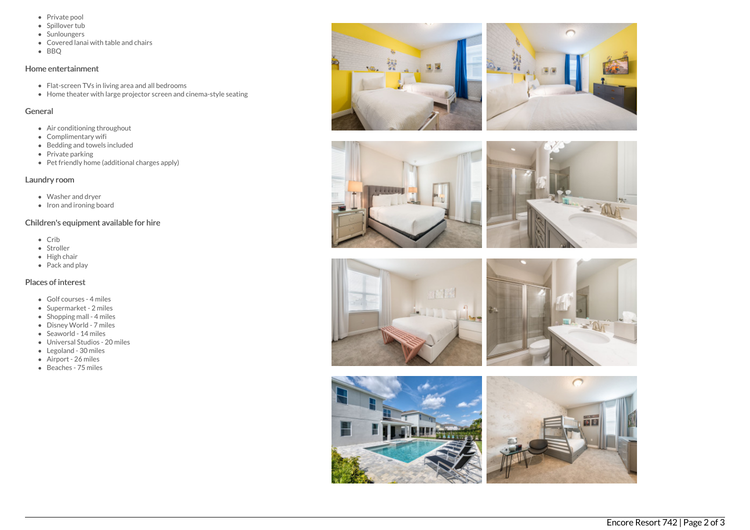- Private pool
- Spillover tub
- Sunloungers
- Covered lanai with table and chairs
- BBQ

## Home entertainment

- Flat-screen TVs in living area and all bedrooms
- Home theater with large projector screen and cinema-style seating

## General

- Air conditioning throughout
- Complimentary wifi
- Bedding and towels included
- Private parking
- Pet friendly home (additional charges apply)

## Laundry room

- Washer and dryer
- Iron and ironing board

## Children's equipment available for hire

- Crib
- Stroller
- High chair
- Pack and play

## Places of interest

- Golf courses - 4 miles
- Supermarket - 2 miles
- Shopping mall - 4 miles
- Disney World - 7 miles
- Seaworld - 14 miles
- Universal Studios - 20 miles
- Legoland - 30 miles
- Airport - 26 miles
- Beaches - 75 miles